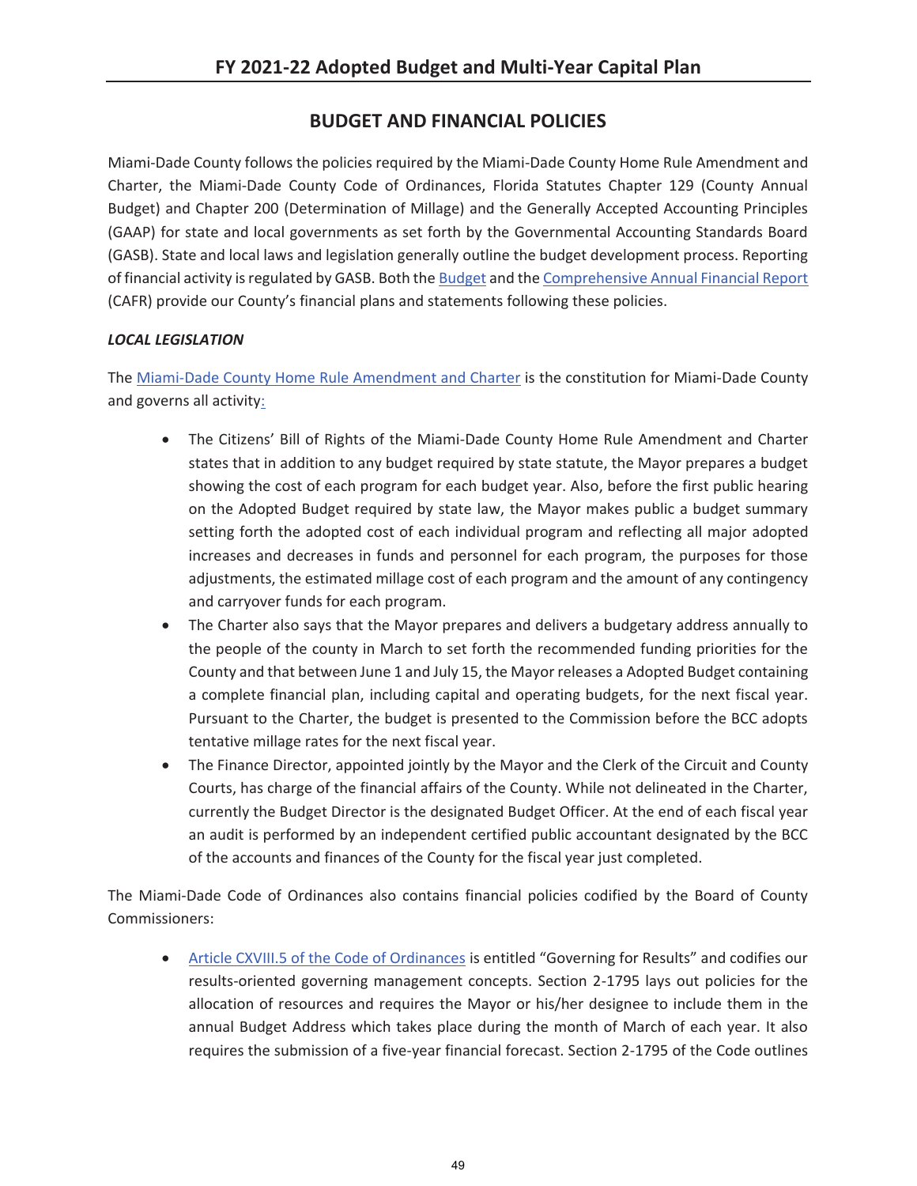# BUDGET AND FINANCIAL POLICIES

Miami-Dade County follows the policies required by the Miami-Dade County Home Rule Amendment and Charter, the Miami-Dade County Code of Ordinances, Florida Statutes Chapter 129 (County Annual Budget) and Chapter 200 (Determination of Millage) and the Generally Accepted Accounting Principles (GAAP) for state and local governments as set forth by the Governmental Accounting Standards Board (GASB). State and local laws and legislation generally outline the budget development process. Reporting of financial activity is regulated by GASB. Both the Budget and the Comprehensive Annual Financial Report (CAFR) provide our County's financial plans and statements following these policies.

***LOCAL LEGISLATION***

The Miami-Dade County Home Rule Amendment and Charter is the constitution for Miami-Dade County and governs all activity:

- The Citizens' Bill of Rights of the Miami-Dade County Home Rule Amendment and Charter states that in addition to any budget required by state statute, the Mayor prepares a budget showing the cost of each program for each budget year. Also, before the first public hearing on the Adopted Budget required by state law, the Mayor makes public a budget summary setting forth the adopted cost of each individual program and reflecting all major adopted increases and decreases in funds and personnel for each program, the purposes for those adjustments, the estimated millage cost of each program and the amount of any contingency and carryover funds for each program.
- The Charter also says that the Mayor prepares and delivers a budgetary address annually to the people of the county in March to set forth the recommended funding priorities for the County and that between June 1 and July 15, the Mayor releases a Adopted Budget containing a complete financial plan, including capital and operating budgets, for the next fiscal year. Pursuant to the Charter, the budget is presented to the Commission before the BCC adopts tentative millage rates for the next fiscal year.
- The Finance Director, appointed jointly by the Mayor and the Clerk of the Circuit and County Courts, has charge of the financial affairs of the County. While not delineated in the Charter, currently the Budget Director is the designated Budget Officer. At the end of each fiscal year an audit is performed by an independent certified public accountant designated by the BCC of the accounts and finances of the County for the fiscal year just completed.

The Miami-Dade Code of Ordinances also contains financial policies codified by the Board of County Commissioners:

- Article CXVIII.5 of the Code of Ordinances is entitled "Governing for Results" and codifies our results-oriented governing management concepts. Section 2-1795 lays out policies for the allocation of resources and requires the Mayor or his/her designee to include them in the annual Budget Address which takes place during the month of March of each year. It also requires the submission of a five-year financial forecast. Section 2-1795 of the Code outlines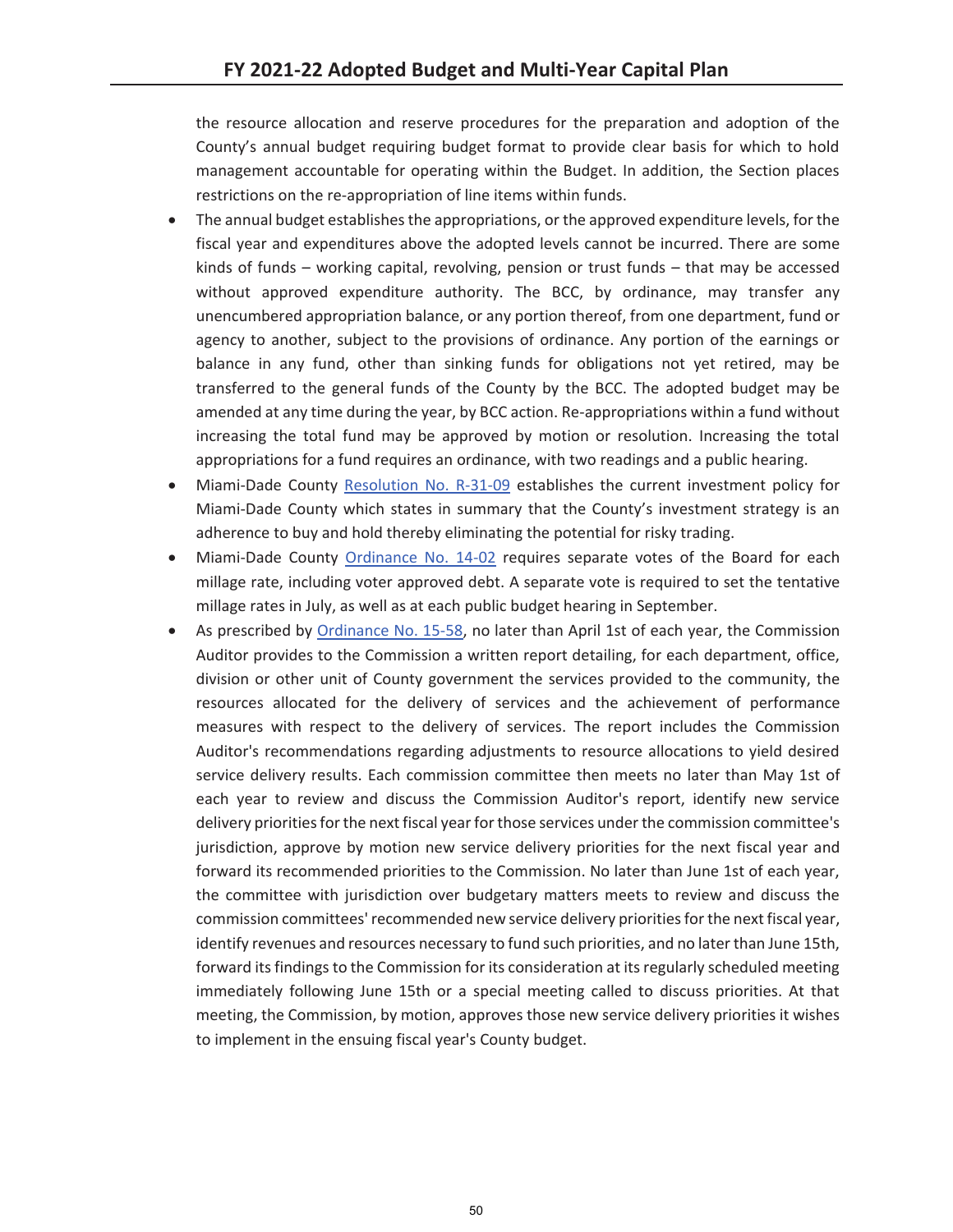the resource allocation and reserve procedures for the preparation and adoption of the County's annual budget requiring budget format to provide clear basis for which to hold management accountable for operating within the Budget. In addition, the Section places restrictions on the re-appropriation of line items within funds.

- The annual budget establishes the appropriations, or the approved expenditure levels, for the fiscal year and expenditures above the adopted levels cannot be incurred. There are some kinds of funds – working capital, revolving, pension or trust funds – that may be accessed without approved expenditure authority. The BCC, by ordinance, may transfer any unencumbered appropriation balance, or any portion thereof, from one department, fund or agency to another, subject to the provisions of ordinance. Any portion of the earnings or balance in any fund, other than sinking funds for obligations not yet retired, may be transferred to the general funds of the County by the BCC. The adopted budget may be amended at any time during the year, by BCC action. Re-appropriations within a fund without increasing the total fund may be approved by motion or resolution. Increasing the total appropriations for a fund requires an ordinance, with two readings and a public hearing.
- Miami-Dade County Resolution No. R-31-09 establishes the current investment policy for Miami-Dade County which states in summary that the County's investment strategy is an adherence to buy and hold thereby eliminating the potential for risky trading.
- Miami-Dade County Ordinance No. 14-02 requires separate votes of the Board for each millage rate, including voter approved debt. A separate vote is required to set the tentative millage rates in July, as well as at each public budget hearing in September.
- As prescribed by Ordinance No. 15-58, no later than April 1st of each year, the Commission Auditor provides to the Commission a written report detailing, for each department, office, division or other unit of County government the services provided to the community, the resources allocated for the delivery of services and the achievement of performance measures with respect to the delivery of services. The report includes the Commission Auditor's recommendations regarding adjustments to resource allocations to yield desired service delivery results. Each commission committee then meets no later than May 1st of each year to review and discuss the Commission Auditor's report, identify new service delivery priorities for the next fiscal year for those services under the commission committee's jurisdiction, approve by motion new service delivery priorities for the next fiscal year and forward its recommended priorities to the Commission. No later than June 1st of each year, the committee with jurisdiction over budgetary matters meets to review and discuss the commission committees' recommended new service delivery priorities for the next fiscal year, identify revenues and resources necessary to fund such priorities, and no later than June 15th, forward its findings to the Commission for its consideration at its regularly scheduled meeting immediately following June 15th or a special meeting called to discuss priorities. At that meeting, the Commission, by motion, approves those new service delivery priorities it wishes to implement in the ensuing fiscal year's County budget.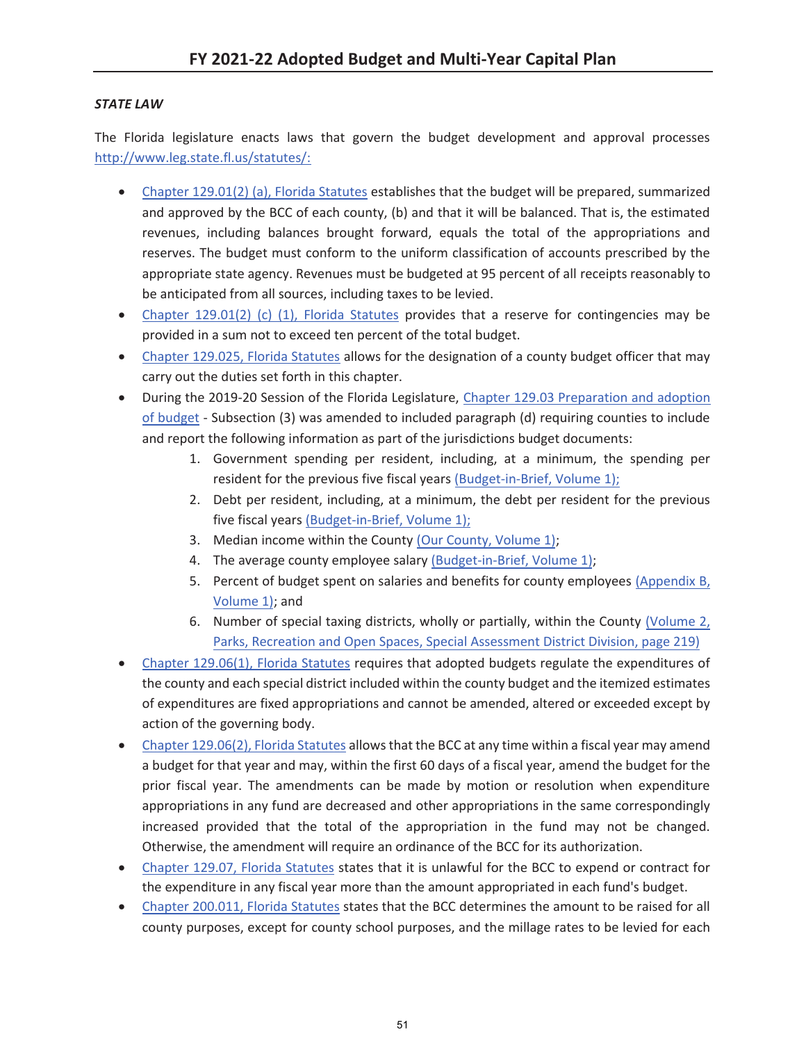### *STATE LAW*

The Florida legislature enacts laws that govern the budget development and approval processes http://www.leg.state.fl.us/statutes/:

- Chapter 129.01(2) (a), Florida Statutes establishes that the budget will be prepared, summarized and approved by the BCC of each county, (b) and that it will be balanced. That is, the estimated revenues, including balances brought forward, equals the total of the appropriations and reserves. The budget must conform to the uniform classification of accounts prescribed by the appropriate state agency. Revenues must be budgeted at 95 percent of all receipts reasonably to be anticipated from all sources, including taxes to be levied.
- Chapter 129.01(2) (c) (1), Florida Statutes provides that a reserve for contingencies may be provided in a sum not to exceed ten percent of the total budget.
- Chapter 129.025, Florida Statutes allows for the designation of a county budget officer that may carry out the duties set forth in this chapter.
- During the 2019-20 Session of the Florida Legislature, Chapter 129.03 Preparation and adoption of budget - Subsection (3) was amended to included paragraph (d) requiring counties to include and report the following information as part of the jurisdictions budget documents:
    1. Government spending per resident, including, at a minimum, the spending per resident for the previous five fiscal years (Budget-in-Brief, Volume 1);
    2. Debt per resident, including, at a minimum, the debt per resident for the previous five fiscal years (Budget-in-Brief, Volume 1);
    3. Median income within the County (Our County, Volume 1);
    4. The average county employee salary (Budget-in-Brief, Volume 1);
    5. Percent of budget spent on salaries and benefits for county employees (Appendix B, Volume 1); and
    6. Number of special taxing districts, wholly or partially, within the County (Volume 2, Parks, Recreation and Open Spaces, Special Assessment District Division, page 219)
- Chapter 129.06(1), Florida Statutes requires that adopted budgets regulate the expenditures of the county and each special district included within the county budget and the itemized estimates of expenditures are fixed appropriations and cannot be amended, altered or exceeded except by action of the governing body.
- Chapter 129.06(2), Florida Statutes allows that the BCC at any time within a fiscal year may amend a budget for that year and may, within the first 60 days of a fiscal year, amend the budget for the prior fiscal year. The amendments can be made by motion or resolution when expenditure appropriations in any fund are decreased and other appropriations in the same correspondingly increased provided that the total of the appropriation in the fund may not be changed. Otherwise, the amendment will require an ordinance of the BCC for its authorization.
- Chapter 129.07, Florida Statutes states that it is unlawful for the BCC to expend or contract for the expenditure in any fiscal year more than the amount appropriated in each fund's budget.
- Chapter 200.011, Florida Statutes states that the BCC determines the amount to be raised for all county purposes, except for county school purposes, and the millage rates to be levied for each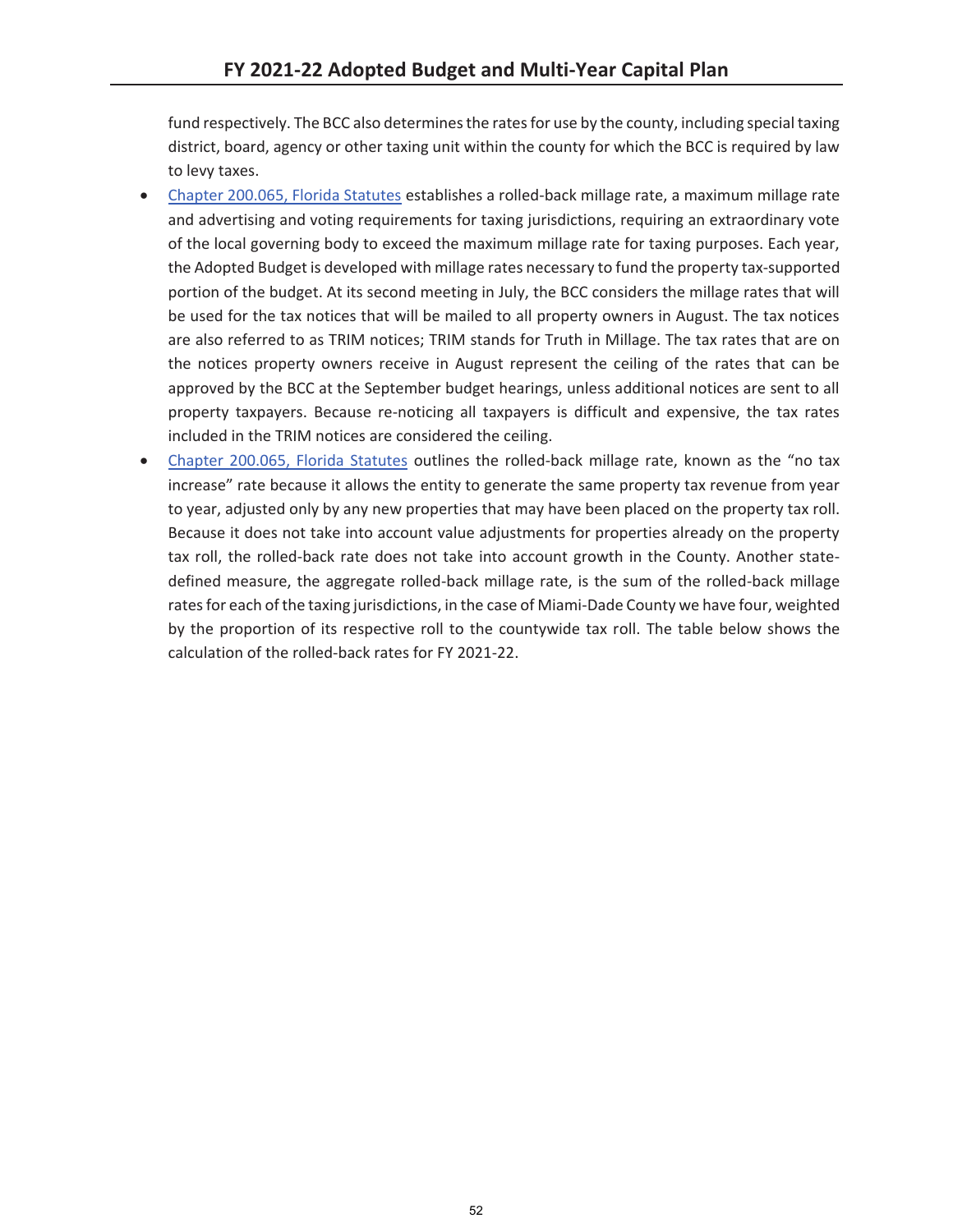fund respectively. The BCC also determines the rates for use by the county, including special taxing district, board, agency or other taxing unit within the county for which the BCC is required by law to levy taxes.

- Chapter 200.065, Florida Statutes establishes a rolled-back millage rate, a maximum millage rate and advertising and voting requirements for taxing jurisdictions, requiring an extraordinary vote of the local governing body to exceed the maximum millage rate for taxing purposes. Each year, the Adopted Budget is developed with millage rates necessary to fund the property tax-supported portion of the budget. At its second meeting in July, the BCC considers the millage rates that will be used for the tax notices that will be mailed to all property owners in August. The tax notices are also referred to as TRIM notices; TRIM stands for Truth in Millage. The tax rates that are on the notices property owners receive in August represent the ceiling of the rates that can be approved by the BCC at the September budget hearings, unless additional notices are sent to all property taxpayers. Because re-noticing all taxpayers is difficult and expensive, the tax rates included in the TRIM notices are considered the ceiling.
- Chapter 200.065, Florida Statutes outlines the rolled-back millage rate, known as the "no tax increase" rate because it allows the entity to generate the same property tax revenue from year to year, adjusted only by any new properties that may have been placed on the property tax roll. Because it does not take into account value adjustments for properties already on the property tax roll, the rolled-back rate does not take into account growth in the County. Another state-defined measure, the aggregate rolled-back millage rate, is the sum of the rolled-back millage rates for each of the taxing jurisdictions, in the case of Miami-Dade County we have four, weighted by the proportion of its respective roll to the countywide tax roll. The table below shows the calculation of the rolled-back rates for FY 2021-22.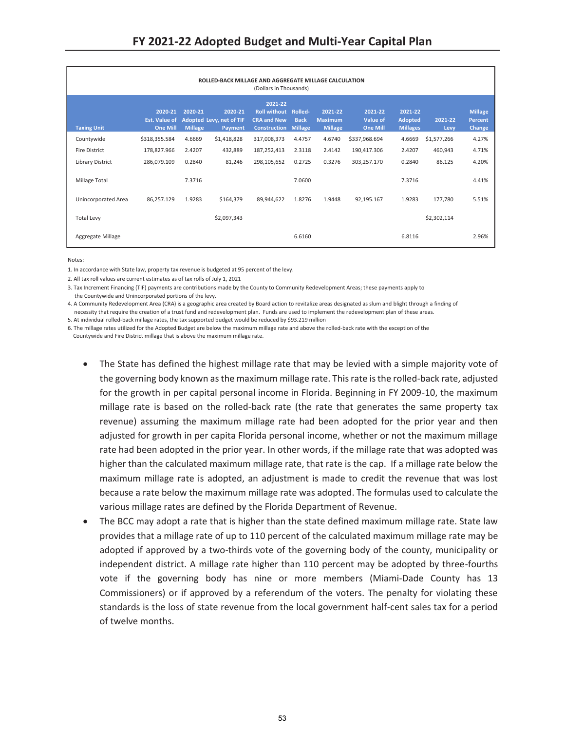**ROLLED-BACK MILLAGE AND AGGREGATE MILLAGE CALCULATION**
(Dollars in Thousands)

| Taxing Unit | 2020-21 Est. Value of One Mill | 2020-21 Adopted Millage | 2020-21 Levy, net of TIF Payment | 2021-22 Roll without CRA and New Construction | Rolled-Back Millage | 2021-22 Maximum Millage | 2021-22 Value of One Mill | 2021-22 Adopted Millages | 2021-22 Levy | Millage Percent Change |
|---|---|---|---|---|---|---|---|---|---|---|
| Countywide | $318,355.584 | 4.6669 | $1,418,828 | 317,008,373 | 4.4757 | 4.6740 | $337,968.694 | 4.6669 | $1,577,266 | 4.27% |
| Fire District | 178,827.966 | 2.4207 | 432,889 | 187,252,413 | 2.3118 | 2.4142 | 190,417.306 | 2.4207 | 460,943 | 4.71% |
| Library District | 286,079.109 | 0.2840 | 81,246 | 298,105,652 | 0.2725 | 0.3276 | 303,257.170 | 0.2840 | 86,125 | 4.20% |
| Millage Total | | 7.3716 | | | 7.0600 | | | 7.3716 | | 4.41% |
| Unincorporated Area | 86,257.129 | 1.9283 | $164,379 | 89,944,622 | 1.8276 | 1.9448 | 92,195.167 | 1.9283 | 177,780 | 5.51% |
| Total Levy | | | $2,097,343 | | | | | | $2,302,114 | |
| Aggregate Millage | | | | | 6.6160 | | | 6.8116 | | 2.96% |

Notes:

1. In accordance with State law, property tax revenue is budgeted at 95 percent of the levy.
2. All tax roll values are current estimates as of tax rolls of July 1, 2021
3. Tax Increment Financing (TIF) payments are contributions made by the County to Community Redevelopment Areas; these payments apply to the Countywide and Unincorporated portions of the levy.
4. A Community Redevelopment Area (CRA) is a geographic area created by Board action to revitalize areas designated as slum and blight through a finding of necessity that require the creation of a trust fund and redevelopment plan. Funds are used to implement the redevelopment plan of these areas.
5. At individual rolled-back millage rates, the tax supported budget would be reduced by $93.219 million
6. The millage rates utilized for the Adopted Budget are below the maximum millage rate and above the rolled-back rate with the exception of the Countywide and Fire District millage that is above the maximum millage rate.

- The State has defined the highest millage rate that may be levied with a simple majority vote of the governing body known as the maximum millage rate. This rate is the rolled-back rate, adjusted for the growth in per capital personal income in Florida. Beginning in FY 2009-10, the maximum millage rate is based on the rolled-back rate (the rate that generates the same property tax revenue) assuming the maximum millage rate had been adopted for the prior year and then adjusted for growth in per capita Florida personal income, whether or not the maximum millage rate had been adopted in the prior year. In other words, if the millage rate that was adopted was higher than the calculated maximum millage rate, that rate is the cap. If a millage rate below the maximum millage rate is adopted, an adjustment is made to credit the revenue that was lost because a rate below the maximum millage rate was adopted. The formulas used to calculate the various millage rates are defined by the Florida Department of Revenue.
- The BCC may adopt a rate that is higher than the state defined maximum millage rate. State law provides that a millage rate of up to 110 percent of the calculated maximum millage rate may be adopted if approved by a two-thirds vote of the governing body of the county, municipality or independent district. A millage rate higher than 110 percent may be adopted by three-fourths vote if the governing body has nine or more members (Miami-Dade County has 13 Commissioners) or if approved by a referendum of the voters. The penalty for violating these standards is the loss of state revenue from the local government half-cent sales tax for a period of twelve months.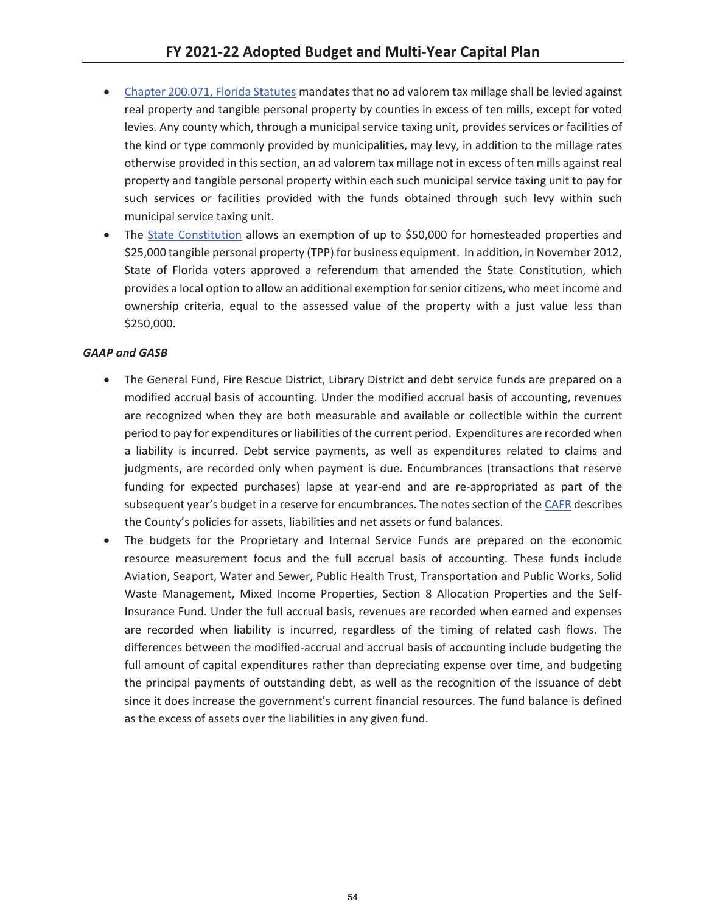- Chapter 200.071, Florida Statutes mandates that no ad valorem tax millage shall be levied against real property and tangible personal property by counties in excess of ten mills, except for voted levies. Any county which, through a municipal service taxing unit, provides services or facilities of the kind or type commonly provided by municipalities, may levy, in addition to the millage rates otherwise provided in this section, an ad valorem tax millage not in excess of ten mills against real property and tangible personal property within each such municipal service taxing unit to pay for such services or facilities provided with the funds obtained through such levy within such municipal service taxing unit.
- The State Constitution allows an exemption of up to $50,000 for homesteaded properties and $25,000 tangible personal property (TPP) for business equipment. In addition, in November 2012, State of Florida voters approved a referendum that amended the State Constitution, which provides a local option to allow an additional exemption for senior citizens, who meet income and ownership criteria, equal to the assessed value of the property with a just value less than $250,000.

***GAAP and GASB***

- The General Fund, Fire Rescue District, Library District and debt service funds are prepared on a modified accrual basis of accounting. Under the modified accrual basis of accounting, revenues are recognized when they are both measurable and available or collectible within the current period to pay for expenditures or liabilities of the current period. Expenditures are recorded when a liability is incurred. Debt service payments, as well as expenditures related to claims and judgments, are recorded only when payment is due. Encumbrances (transactions that reserve funding for expected purchases) lapse at year-end and are re-appropriated as part of the subsequent year's budget in a reserve for encumbrances. The notes section of the CAFR describes the County's policies for assets, liabilities and net assets or fund balances.
- The budgets for the Proprietary and Internal Service Funds are prepared on the economic resource measurement focus and the full accrual basis of accounting. These funds include Aviation, Seaport, Water and Sewer, Public Health Trust, Transportation and Public Works, Solid Waste Management, Mixed Income Properties, Section 8 Allocation Properties and the Self-Insurance Fund. Under the full accrual basis, revenues are recorded when earned and expenses are recorded when liability is incurred, regardless of the timing of related cash flows. The differences between the modified-accrual and accrual basis of accounting include budgeting the full amount of capital expenditures rather than depreciating expense over time, and budgeting the principal payments of outstanding debt, as well as the recognition of the issuance of debt since it does increase the government's current financial resources. The fund balance is defined as the excess of assets over the liabilities in any given fund.